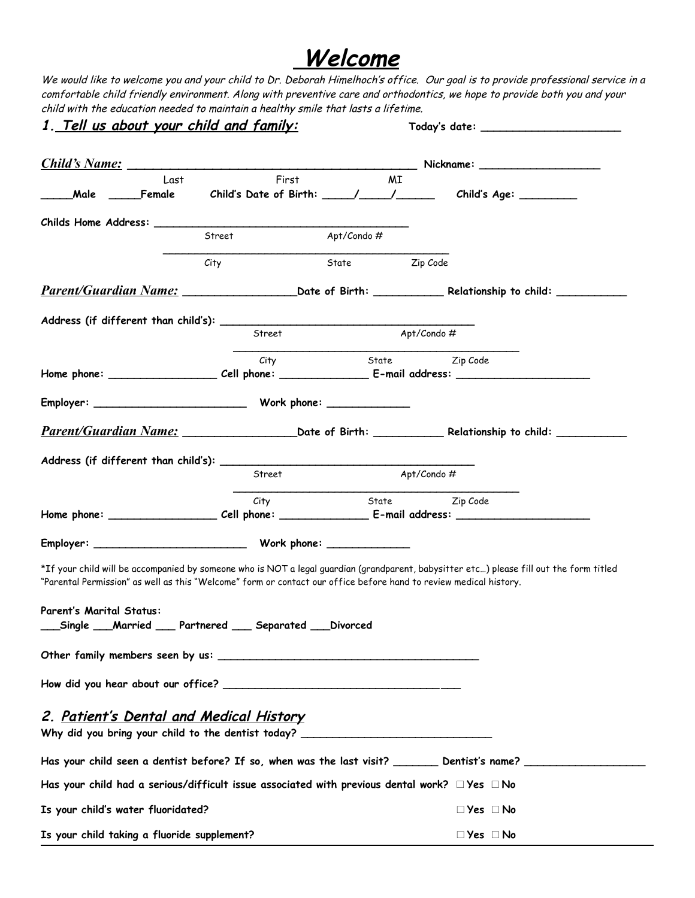# *Welcome*

*We would like to welcome you and your child to Dr. Deborah Himelhoch's office. Our goal is to provide professional service in a comfortable child friendly environment. Along with preventive care and orthodontics, we hope to provide both you and your child with the education needed to maintain a healthy smile that lasts a lifetime.*

## 1. *Tell us about your child and family:*

**Today's date:** ______________________

***Child's Name:*** ____________________________________________ **Nickname:** ___________________

Last First MI

_____**Male** _____**Female** **Child's Date of Birth:** _____/_____/______ **Child's Age:** _________

**Childs Home Address:** ______________________________________

Street Apt/Condo #

______________________________________________

City State Zip Code

***Parent/Guardian Name:*** _________________**Date of Birth:** ___________ **Relationship to child:** ___________

**Address (if different than child's):** ______________________________________

Street Apt/Condo #

______________________________________________

City State Zip Code

**Home phone:** _________________ **Cell phone:** ______________ **E-mail address:** _____________________

**Employer:** ________________________ **Work phone:** _____________

***Parent/Guardian Name:*** _________________**Date of Birth:** ___________ **Relationship to child:** ___________

**Address (if different than child's):** ______________________________________

Street Apt/Condo #

______________________________________________

City State Zip Code

**Home phone:** _________________ **Cell phone:** ______________ **E-mail address:** _____________________

**Employer:** ________________________ **Work phone:** _____________

*If your child will be accompanied by someone who is NOT a legal guardian (grandparent, babysitter etc…) please fill out the form titled "Parental Permission" as well as this "Welcome" form or contact our office before hand to review medical history.

**Parent's Marital Status:**

___**Single** ___**Married** ___ **Partnered** ___ **Separated** ___**Divorced**

**Other family members seen by us:** ________________________________________

**How did you hear about our office?** ____________________________________

## 2. *Patient's Dental and Medical History*

**Why did you bring your child to the dentist today?** ______________________________

**Has your child seen a dentist before? If so, when was the last visit?** _______ **Dentist's name?** ___________________

**Has your child had a serious/difficult issue associated with previous dental work?** ☐ **Yes** ☐ **No**

**Is your child's water fluoridated?** ☐ **Yes** ☐ **No**

**Is your child taking a fluoride supplement?** ☐ **Yes** ☐ **No**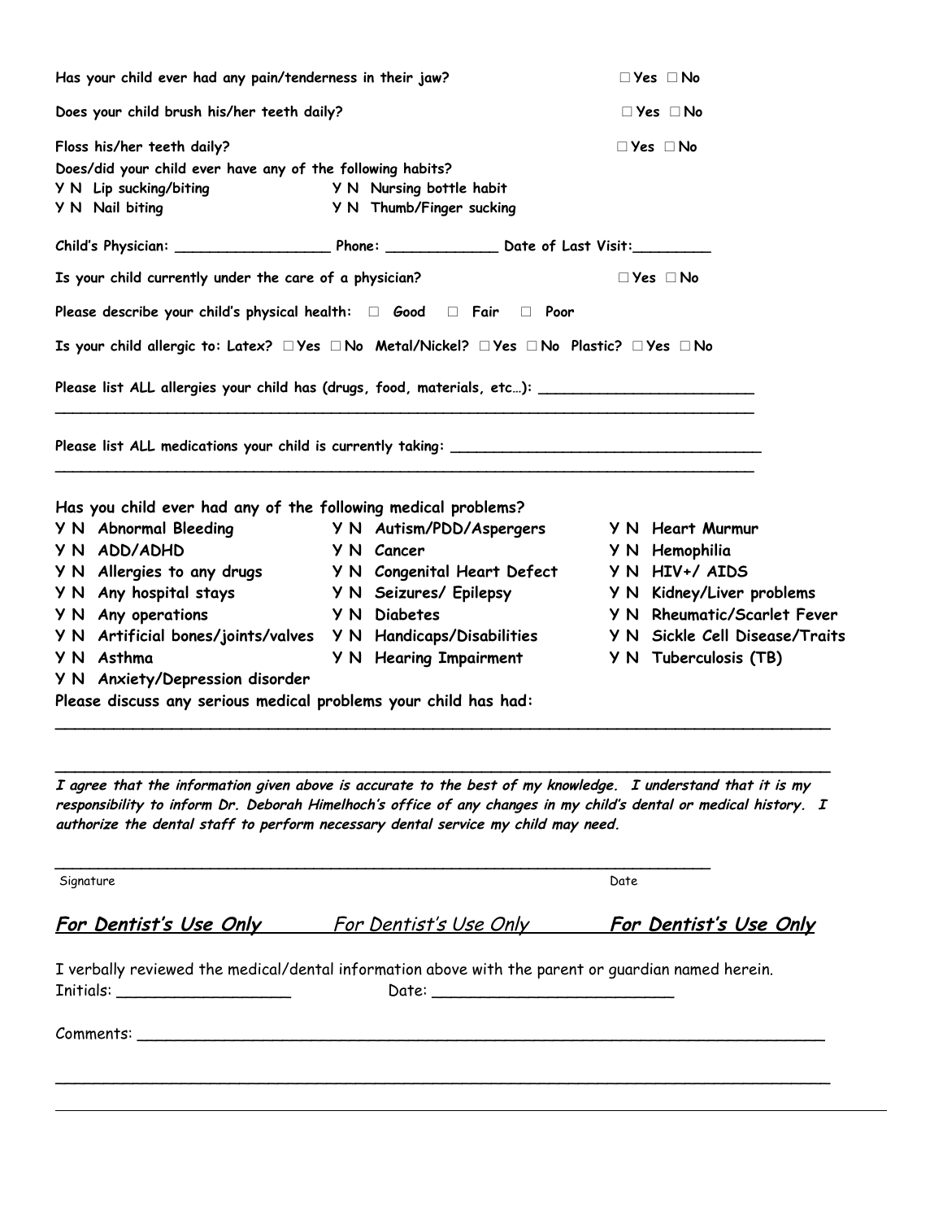**Has your child ever had any pain/tenderness in their jaw?** ☐ **Yes** ☐ **No**

**Does your child brush his/her teeth daily?** ☐ **Yes** ☐ **No**

**Floss his/her teeth daily?** ☐ **Yes** ☐ **No**

**Does/did your child ever have any of the following habits?**

**Y N Lip sucking/biting** **Y N Nursing bottle habit**

**Y N Nail biting** **Y N Thumb/Finger sucking**

**Child's Physician: __________________ Phone: _____________ Date of Last Visit:_________**

**Is your child currently under the care of a physician?** ☐ **Yes** ☐ **No**

**Please describe your child's physical health:** ☐ **Good** ☐ **Fair** ☐ **Poor**

**Is your child allergic to: Latex?** ☐ **Yes** ☐ **No Metal/Nickel?** ☐ **Yes** ☐ **No Plastic?** ☐ **Yes** ☐ **No**

**Please list ALL allergies your child has (drugs, food, materials, etc…): ________________________**

**_________________________________________________________________________________**

**Please list ALL medications your child is currently taking: ___________________________________**

**_________________________________________________________________________________**

**Has you child ever had any of the following medical problems?**

| | | |
|---|---|---|
| **Y N Abnormal Bleeding** | **Y N Autism/PDD/Aspergers** | **Y N Heart Murmur** |
| **Y N ADD/ADHD** | **Y N Cancer** | **Y N Hemophilia** |
| **Y N Allergies to any drugs** | **Y N Congenital Heart Defect** | **Y N HIV+/ AIDS** |
| **Y N Any hospital stays** | **Y N Seizures/ Epilepsy** | **Y N Kidney/Liver problems** |
| **Y N Any operations** | **Y N Diabetes** | **Y N Rheumatic/Scarlet Fever** |
| **Y N Artificial bones/joints/valves** | **Y N Handicaps/Disabilities** | **Y N Sickle Cell Disease/Traits** |
| **Y N Asthma** | **Y N Hearing Impairment** | **Y N Tuberculosis (TB)** |
| **Y N Anxiety/Depression disorder** | | |

**Please discuss any serious medical problems your child has had:**

**_________________________________________________________________________________**

**_________________________________________________________________________________**

***I agree that the information given above is accurate to the best of my knowledge. I understand that it is my responsibility to inform Dr. Deborah Himelhoch's office of any changes in my child's dental or medical history. I authorize the dental staff to perform necessary dental service my child may need.***

_________________________________________________________________________

Signature Date

***For Dentist's Use Only*** *For Dentist's Use Only* ***For Dentist's Use Only***

I verbally reviewed the medical/dental information above with the parent or guardian named herein.

Initials: ___________________ Date: __________________________

Comments: ____________________________________________________________________________

_________________________________________________________________________________